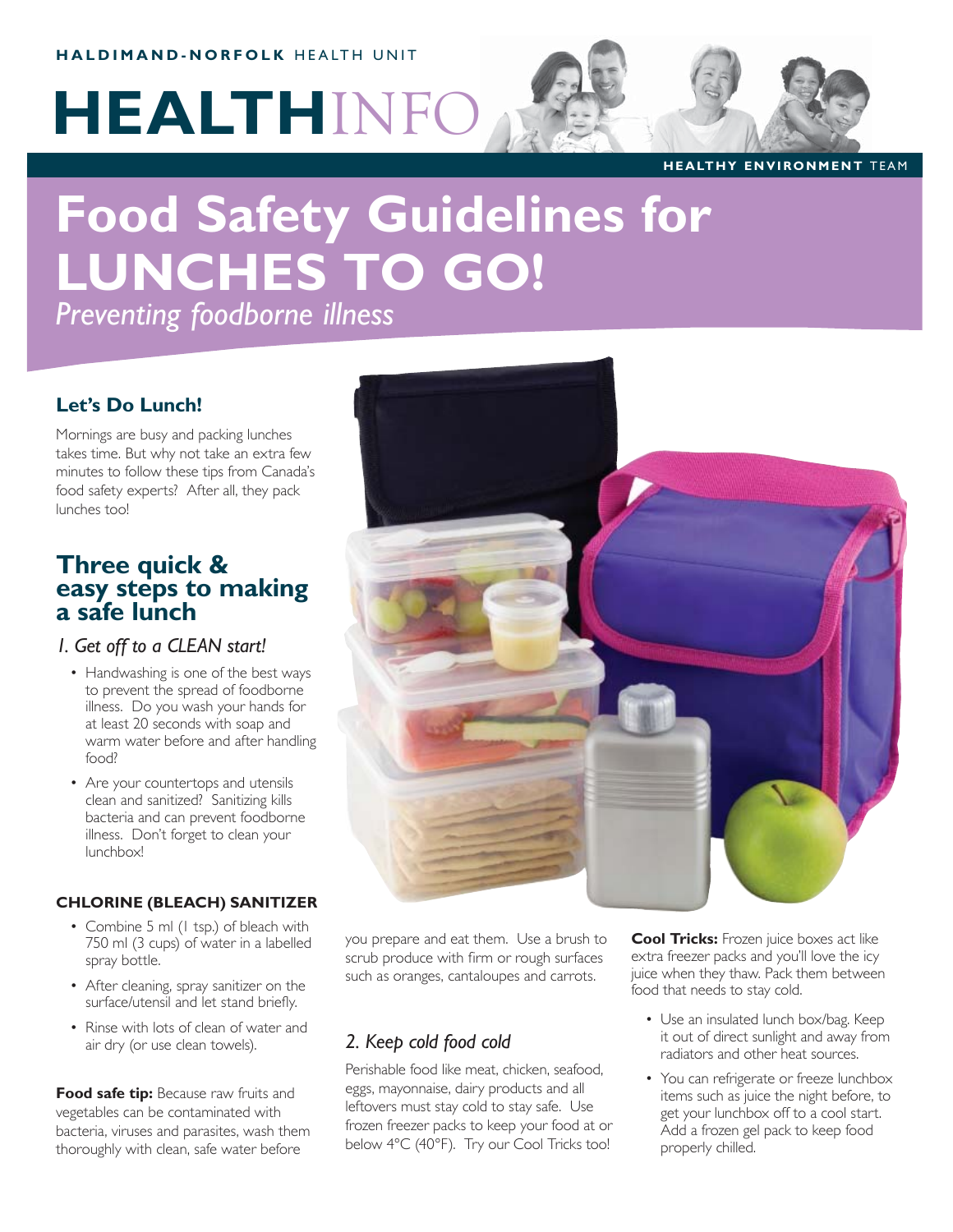HALDIMAND-NORFOLK HEALTH UNIT

# HEALTHINFO

HEALTHY ENVIRONMENT TEAM

# Food Safety Guidelines for LUNCHES TO GO!

*Preventing foodborne illness*

### Let's Do Lunch!

Mornings are busy and packing lunches takes time. But why not take an extra few minutes to follow these tips from Canada's food safety experts? After all, they pack lunches too!

## Three quick & easy steps to making a safe lunch

### *1. Get off to a CLEAN start!*

- Handwashing is one of the best ways to prevent the spread of foodborne illness. Do you wash your hands for at least 20 seconds with soap and warm water before and after handling food?
- Are your countertops and utensils clean and sanitized? Sanitizing kills bacteria and can prevent foodborne illness. Don't forget to clean your lunchbox!

#### CHLORINE (BLEACH) SANITIZER

- Combine 5 ml (1 tsp.) of bleach with 750 ml (3 cups) of water in a labelled spray bottle.
- After cleaning, spray sanitizer on the surface/utensil and let stand briefly.
- Rinse with lots of clean of water and air dry (or use clean towels).

**Food safe tip:** Because raw fruits and vegetables can be contaminated with bacteria, viruses and parasites, wash them thoroughly with clean, safe water before you prepare and eat them. Use a brush to scrub produce with firm or rough surfaces such as oranges, cantaloupes and carrots.

### *2. Keep cold food cold*

Perishable food like meat, chicken, seafood, eggs, mayonnaise, dairy products and all leftovers must stay cold to stay safe. Use frozen freezer packs to keep your food at or below 4°C (40°F). Try our Cool Tricks too!

**Cool Tricks:** Frozen juice boxes act like extra freezer packs and you'll love the icy juice when they thaw. Pack them between food that needs to stay cold.

- Use an insulated lunch box/bag. Keep it out of direct sunlight and away from radiators and other heat sources.
- You can refrigerate or freeze lunchbox items such as juice the night before, to get your lunchbox off to a cool start. Add a frozen gel pack to keep food properly chilled.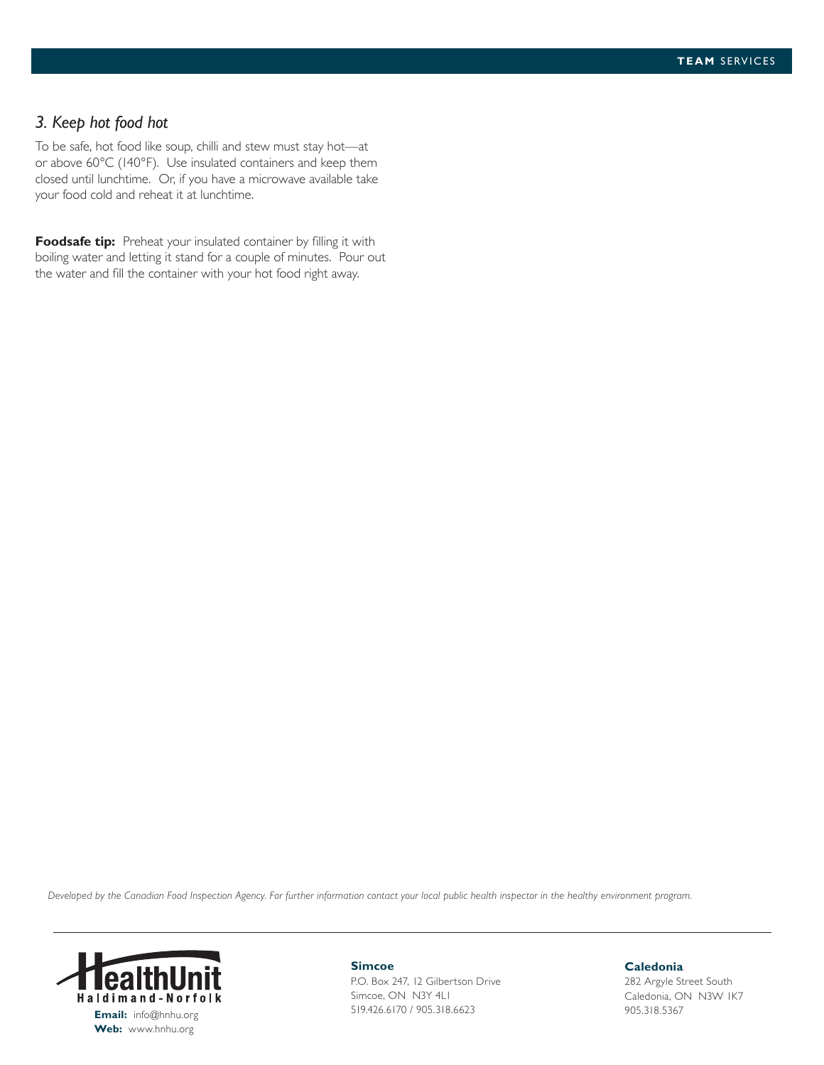### *3. Keep hot food hot*

To be safe, hot food like soup, chilli and stew must stay hot—at or above 60°C (140°F). Use insulated containers and keep them closed until lunchtime. Or, if you have a microwave available take your food cold and reheat it at lunchtime.

**Foodsafe tip:** Preheat your insulated container by filling it with boiling water and letting it stand for a couple of minutes. Pour out the water and fill the container with your hot food right away.

*Developed by the Canadian Food Inspection Agency. For further information contact your local public health inspector in the healthy environment program.*

HealthUnit Haldimand-Norfolk

**Email:** info@hnhu.org
**Web:** www.hnhu.org

**Simcoe**
P.O. Box 247, 12 Gilbertson Drive
Simcoe, ON N3Y 4L1
519.426.6170 / 905.318.6623

**Caledonia**
282 Argyle Street South
Caledonia, ON N3W 1K7
905.318.5367